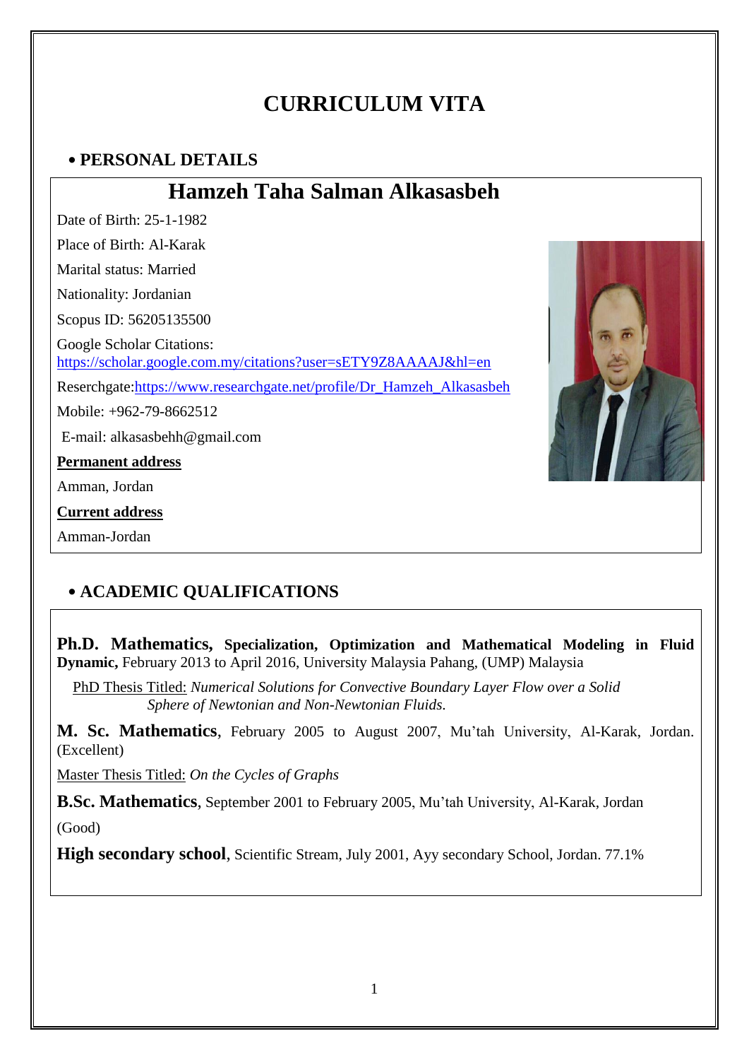# CURRICULUM VITA

## • PERSONAL DETAILS

### Hamzeh Taha Salman Alkasasbeh

Date of Birth: 25-1-1982

Place of Birth: Al-Karak

Marital status: Married

Nationality: Jordanian

Scopus ID: 56205135500

Google Scholar Citations: https://scholar.google.com.my/citations?user=sETY9Z8AAAAJ&hl=en

Reserchgate:https://www.researchgate.net/profile/Dr_Hamzeh_Alkasasbeh

Mobile: +962-79-8662512

E-mail: alkasasbehh@gmail.com

**Permanent address**

Amman, Jordan

**Current address**

Amman-Jordan

## • ACADEMIC QUALIFICATIONS

**Ph.D. Mathematics, Specialization, Optimization and Mathematical Modeling in Fluid Dynamic,** February 2013 to April 2016, University Malaysia Pahang, (UMP) Malaysia

PhD Thesis Titled: *Numerical Solutions for Convective Boundary Layer Flow over a Solid Sphere of Newtonian and Non-Newtonian Fluids.*

**M. Sc. Mathematics**, February 2005 to August 2007, Mu'tah University, Al-Karak, Jordan. (Excellent)

Master Thesis Titled: *On the Cycles of Graphs*

**B.Sc. Mathematics**, September 2001 to February 2005, Mu'tah University, Al-Karak, Jordan

(Good)

**High secondary school**, Scientific Stream, July 2001, Ayy secondary School, Jordan. 77.1%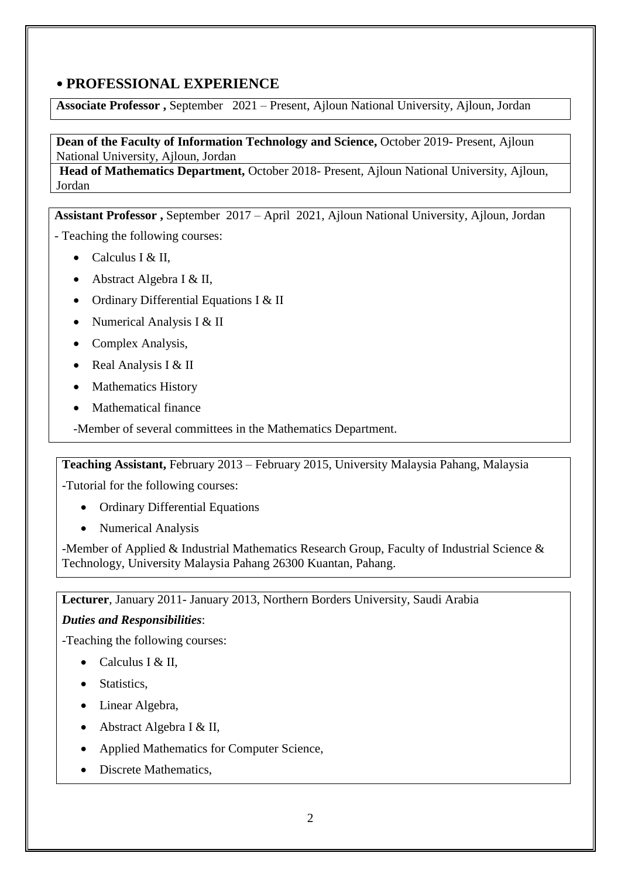## • PROFESSIONAL EXPERIENCE

**Associate Professor ,** September 2021 – Present, Ajloun National University, Ajloun, Jordan

**Dean of the Faculty of Information Technology and Science,** October 2019- Present, Ajloun National University, Ajloun, Jordan

**Head of Mathematics Department,** October 2018- Present, Ajloun National University, Ajloun, Jordan

**Assistant Professor ,** September 2017 – April 2021, Ajloun National University, Ajloun, Jordan

- Teaching the following courses:
  - Calculus I & II,
  - Abstract Algebra I & II,
  - Ordinary Differential Equations I & II
  - Numerical Analysis I & II
  - Complex Analysis,
  - Real Analysis I & II
  - Mathematics History
  - Mathematical finance

-Member of several committees in the Mathematics Department.

**Teaching Assistant,** February 2013 – February 2015, University Malaysia Pahang, Malaysia

-Tutorial for the following courses:

- Ordinary Differential Equations
- Numerical Analysis

-Member of Applied & Industrial Mathematics Research Group, Faculty of Industrial Science & Technology, University Malaysia Pahang 26300 Kuantan, Pahang.

**Lecturer**, January 2011- January 2013, Northern Borders University, Saudi Arabia

***Duties and Responsibilities***:

-Teaching the following courses:

- Calculus I & II,
- Statistics,
- Linear Algebra,
- Abstract Algebra I & II,
- Applied Mathematics for Computer Science,
- Discrete Mathematics,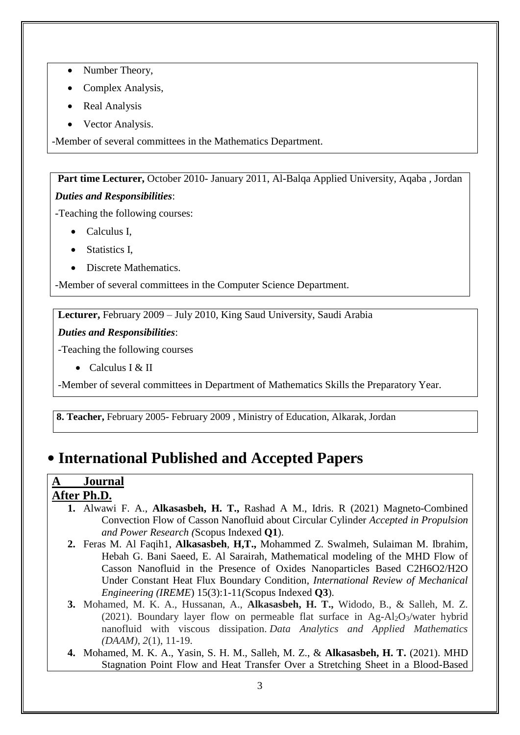- Number Theory,
- Complex Analysis,
- Real Analysis
- Vector Analysis.

-Member of several committees in the Mathematics Department.

**Part time Lecturer,** October 2010- January 2011, Al-Balqa Applied University, Aqaba , Jordan

***Duties and Responsibilities***:

-Teaching the following courses:

- Calculus I,
- Statistics I,
- Discrete Mathematics.

-Member of several committees in the Computer Science Department.

**Lecturer,** February 2009 – July 2010, King Saud University, Saudi Arabia

***Duties and Responsibilities***:

-Teaching the following courses

- Calculus I & II

-Member of several committees in Department of Mathematics Skills the Preparatory Year.

**8. Teacher,** February 2005- February 2009 , Ministry of Education, Alkarak, Jordan

# • International Published and Accepted Papers

## A Journal

### After Ph.D.

1. Alwawi F. A., **Alkasasbeh, H. T.,** Rashad A M., Idris. R (2021) Magneto-Combined Convection Flow of Casson Nanofluid about Circular Cylinder *Accepted in Propulsion and Power Research (*Scopus Indexed **Q1**).
2. Feras M. Al Faqih1, **Alkasasbeh**, **H,T.,** Mohammed Z. Swalmeh, Sulaiman M. Ibrahim, Hebah G. Bani Saeed, E. Al Sarairah, Mathematical modeling of the MHD Flow of Casson Nanofluid in the Presence of Oxides Nanoparticles Based C2H6O2/H2O Under Constant Heat Flux Boundary Condition, *International Review of Mechanical Engineering (IREME*) 15(3):1-11*(*Scopus Indexed **Q3**).
3. Mohamed, M. K. A., Hussanan, A., **Alkasasbeh, H. T.,** Widodo, B., & Salleh, M. Z. (2021). Boundary layer flow on permeable flat surface in Ag-$Al_2O_3$/water hybrid nanofluid with viscous dissipation. *Data Analytics and Applied Mathematics (DAAM)*, *2*(1), 11-19.
4. Mohamed, M. K. A., Yasin, S. H. M., Salleh, M. Z., & **Alkasasbeh, H. T.** (2021). MHD Stagnation Point Flow and Heat Transfer Over a Stretching Sheet in a Blood-Based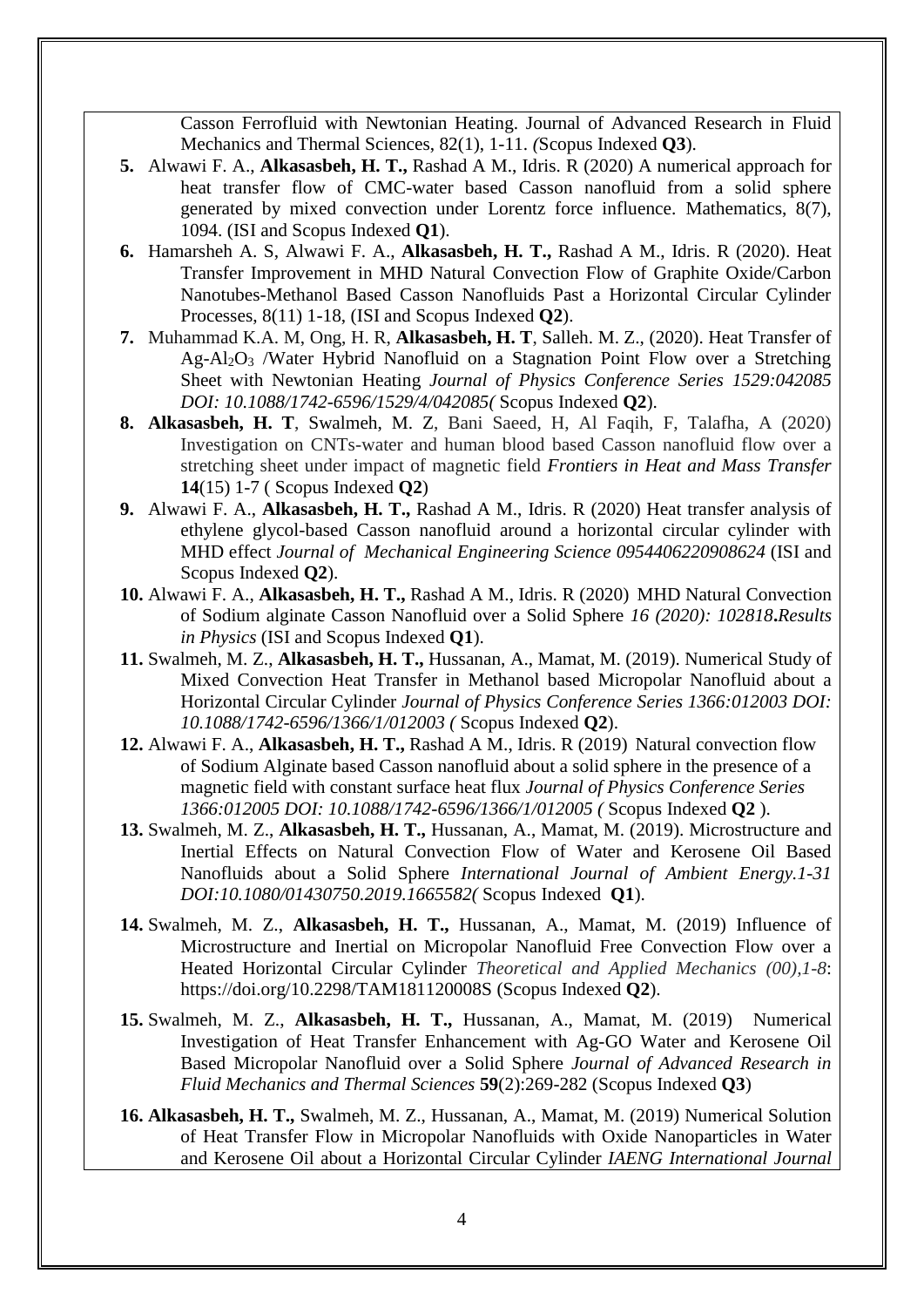Casson Ferrofluid with Newtonian Heating. Journal of Advanced Research in Fluid Mechanics and Thermal Sciences, 82(1), 1-11. (Scopus Indexed **Q3**).

5. Alwawi F. A., **Alkasasbeh, H. T.,** Rashad A M., Idris. R (2020) A numerical approach for heat transfer flow of CMC-water based Casson nanofluid from a solid sphere generated by mixed convection under Lorentz force influence. Mathematics, 8(7), 1094. (ISI and Scopus Indexed **Q1**).
6. Hamarsheh A. S, Alwawi F. A., **Alkasasbeh, H. T.,** Rashad A M., Idris. R (2020). Heat Transfer Improvement in MHD Natural Convection Flow of Graphite Oxide/Carbon Nanotubes-Methanol Based Casson Nanofluids Past a Horizontal Circular Cylinder Processes, 8(11) 1-18, (ISI and Scopus Indexed **Q2**).
7. Muhammad K.A. M, Ong, H. R, **Alkasasbeh, H. T**, Salleh. M. Z., (2020). Heat Transfer of Ag-$Al_2O_3$ /Water Hybrid Nanofluid on a Stagnation Point Flow over a Stretching Sheet with Newtonian Heating *Journal of Physics Conference Series 1529:042085 DOI: 10.1088/1742-6596/1529/4/042085(* Scopus Indexed **Q2**).
8. **Alkasasbeh, H. T**, Swalmeh, M. Z, Bani Saeed, H, Al Faqih, F, Talafha, A (2020) Investigation on CNTs-water and human blood based Casson nanofluid flow over a stretching sheet under impact of magnetic field *Frontiers in Heat and Mass Transfer* **14**(15) 1-7 ( Scopus Indexed **Q2**)
9. Alwawi F. A., **Alkasasbeh, H. T.,** Rashad A M., Idris. R (2020) Heat transfer analysis of ethylene glycol-based Casson nanofluid around a horizontal circular cylinder with MHD effect *Journal of Mechanical Engineering Science 0954406220908624* (ISI and Scopus Indexed **Q2**).
10. Alwawi F. A., **Alkasasbeh, H. T.,** Rashad A M., Idris. R (2020) MHD Natural Convection of Sodium alginate Casson Nanofluid over a Solid Sphere *16 (2020): 102818.Results in Physics* (ISI and Scopus Indexed **Q1**).
11. Swalmeh, M. Z., **Alkasasbeh, H. T.,** Hussanan, A., Mamat, M. (2019). Numerical Study of Mixed Convection Heat Transfer in Methanol based Micropolar Nanofluid about a Horizontal Circular Cylinder *Journal of Physics Conference Series 1366:012003 DOI: 10.1088/1742-6596/1366/1/012003 (* Scopus Indexed **Q2**).
12. Alwawi F. A., **Alkasasbeh, H. T.,** Rashad A M., Idris. R (2019) Natural convection flow of Sodium Alginate based Casson nanofluid about a solid sphere in the presence of a magnetic field with constant surface heat flux *Journal of Physics Conference Series 1366:012005 DOI: 10.1088/1742-6596/1366/1/012005 (* Scopus Indexed **Q2** ).
13. Swalmeh, M. Z., **Alkasasbeh, H. T.,** Hussanan, A., Mamat, M. (2019). Microstructure and Inertial Effects on Natural Convection Flow of Water and Kerosene Oil Based Nanofluids about a Solid Sphere *International Journal of Ambient Energy.1-31 DOI:10.1080/01430750.2019.1665582(* Scopus Indexed **Q1**).
14. Swalmeh, M. Z., **Alkasasbeh, H. T.,** Hussanan, A., Mamat, M. (2019) Influence of Microstructure and Inertial on Micropolar Nanofluid Free Convection Flow over a Heated Horizontal Circular Cylinder *Theoretical and Applied Mechanics (00),1-8*: https://doi.org/10.2298/TAM181120008S (Scopus Indexed **Q2**).
15. Swalmeh, M. Z., **Alkasasbeh, H. T.,** Hussanan, A., Mamat, M. (2019) Numerical Investigation of Heat Transfer Enhancement with Ag-GO Water and Kerosene Oil Based Micropolar Nanofluid over a Solid Sphere *Journal of Advanced Research in Fluid Mechanics and Thermal Sciences* **59**(2):269-282 (Scopus Indexed **Q3**)
16. **Alkasasbeh, H. T.,** Swalmeh, M. Z., Hussanan, A., Mamat, M. (2019) Numerical Solution of Heat Transfer Flow in Micropolar Nanofluids with Oxide Nanoparticles in Water and Kerosene Oil about a Horizontal Circular Cylinder *IAENG International Journal*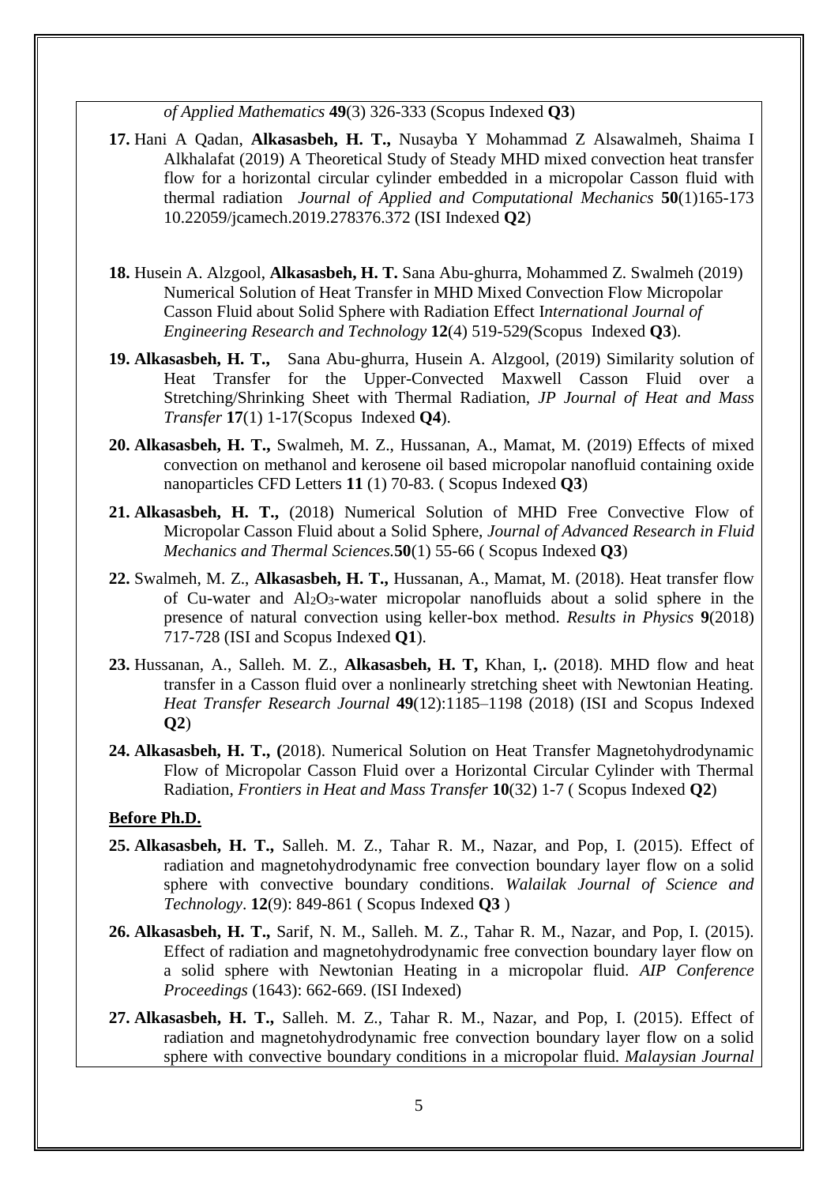*of Applied Mathematics* **49**(3) 326-333 (Scopus Indexed **Q3**)

**17.** Hani A Qadan, **Alkasasbeh, H. T.,** Nusayba Y Mohammad Z Alsawalmeh, Shaima I Alkhalafat (2019) A Theoretical Study of Steady MHD mixed convection heat transfer flow for a horizontal circular cylinder embedded in a micropolar Casson fluid with thermal radiation *Journal of Applied and Computational Mechanics* **50**(1)165-173 10.22059/jcamech.2019.278376.372 (ISI Indexed **Q2**)

**18.** Husein A. Alzgool, **Alkasasbeh, H. T.** Sana Abu-ghurra, Mohammed Z. Swalmeh (2019) Numerical Solution of Heat Transfer in MHD Mixed Convection Flow Micropolar Casson Fluid about Solid Sphere with Radiation Effect I*nternational Journal of Engineering Research and Technology* **12**(4) 519-529*(*Scopus Indexed **Q3**).

**19. Alkasasbeh, H. T.,** Sana Abu-ghurra, Husein A. Alzgool, (2019) Similarity solution of Heat Transfer for the Upper-Convected Maxwell Casson Fluid over a Stretching/Shrinking Sheet with Thermal Radiation, *JP Journal of Heat and Mass Transfer* **17**(1) 1-17(Scopus Indexed **Q4**).

**20. Alkasasbeh, H. T.,** Swalmeh, M. Z., Hussanan, A., Mamat, M. (2019) Effects of mixed convection on methanol and kerosene oil based micropolar nanofluid containing oxide nanoparticles CFD Letters **11** (1) 70-83. ( Scopus Indexed **Q3**)

**21. Alkasasbeh, H. T.,** (2018) Numerical Solution of MHD Free Convective Flow of Micropolar Casson Fluid about a Solid Sphere, *Journal of Advanced Research in Fluid Mechanics and Thermal Sciences.***50**(1) 55-66 ( Scopus Indexed **Q3**)

**22.** Swalmeh, M. Z., **Alkasasbeh, H. T.,** Hussanan, A., Mamat, M. (2018). Heat transfer flow of Cu-water and $Al_2O_3$-water micropolar nanofluids about a solid sphere in the presence of natural convection using keller-box method. *Results in Physics* **9**(2018) 717-728 (ISI and Scopus Indexed **Q1**).

**23.** Hussanan, A., Salleh. M. Z., **Alkasasbeh, H. T,** Khan, I,. (2018). MHD flow and heat transfer in a Casson fluid over a nonlinearly stretching sheet with Newtonian Heating. *Heat Transfer Research Journal* **49**(12):1185–1198 (2018) (ISI and Scopus Indexed **Q2**)

**24. Alkasasbeh, H. T., (**2018). Numerical Solution on Heat Transfer Magnetohydrodynamic Flow of Micropolar Casson Fluid over a Horizontal Circular Cylinder with Thermal Radiation, *Frontiers in Heat and Mass Transfer* **10**(32) 1-7 ( Scopus Indexed **Q2**)

**Before Ph.D.**

**25. Alkasasbeh, H. T.,** Salleh. M. Z., Tahar R. M., Nazar, and Pop, I. (2015). Effect of radiation and magnetohydrodynamic free convection boundary layer flow on a solid sphere with convective boundary conditions. *Walailak Journal of Science and Technology*. **12**(9): 849-861 ( Scopus Indexed **Q3** )

**26. Alkasasbeh, H. T.,** Sarif, N. M., Salleh. M. Z., Tahar R. M., Nazar, and Pop, I. (2015). Effect of radiation and magnetohydrodynamic free convection boundary layer flow on a solid sphere with Newtonian Heating in a micropolar fluid. *AIP Conference Proceedings* (1643): 662-669. (ISI Indexed)

**27. Alkasasbeh, H. T.,** Salleh. M. Z., Tahar R. M., Nazar, and Pop, I. (2015). Effect of radiation and magnetohydrodynamic free convection boundary layer flow on a solid sphere with convective boundary conditions in a micropolar fluid. *Malaysian Journal*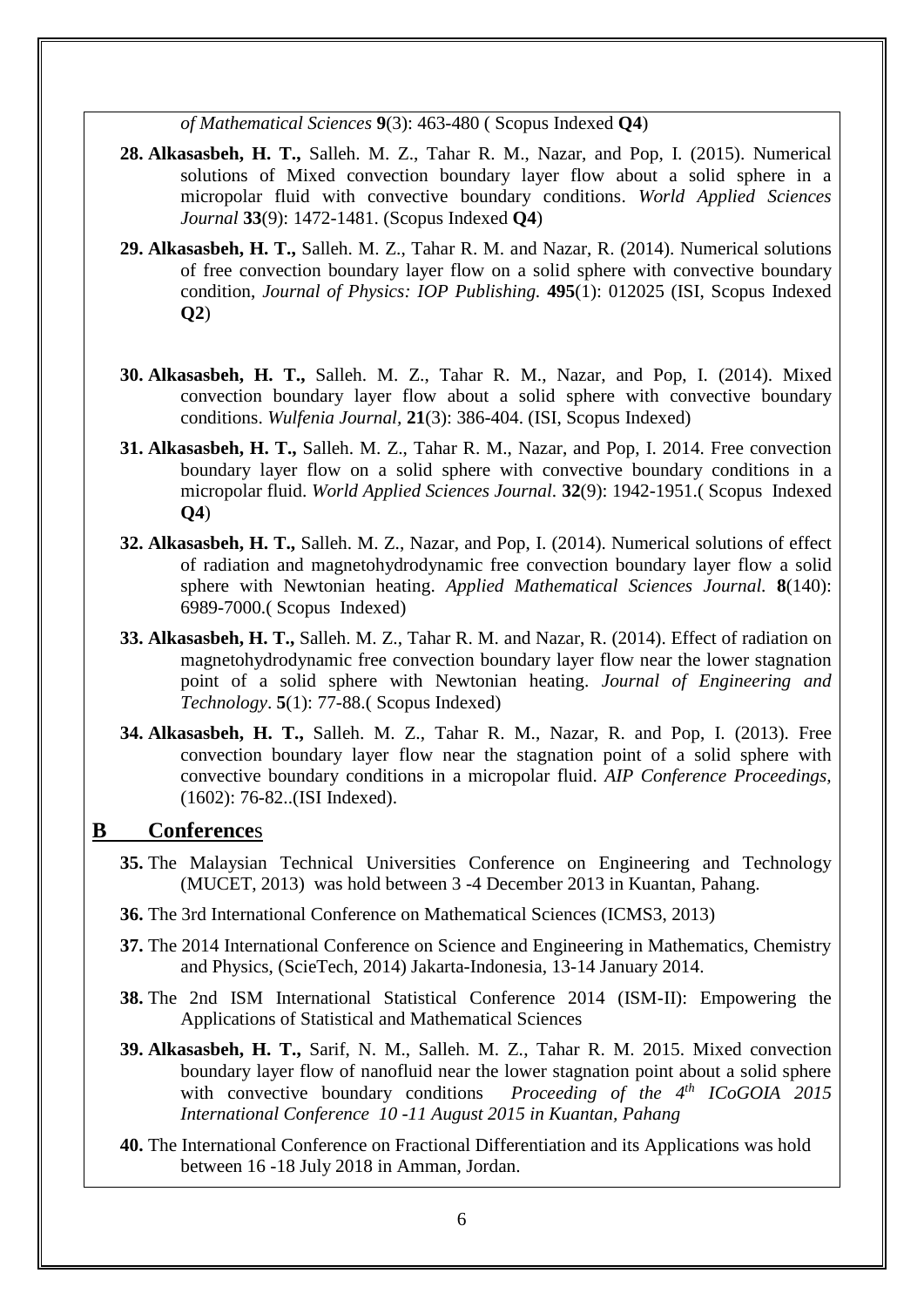*of Mathematical Sciences* **9**(3): 463-480 ( Scopus Indexed **Q4**)

**28. Alkasasbeh, H. T.,** Salleh. M. Z., Tahar R. M., Nazar, and Pop, I. (2015). Numerical solutions of Mixed convection boundary layer flow about a solid sphere in a micropolar fluid with convective boundary conditions. *World Applied Sciences Journal* **33**(9): 1472-1481. (Scopus Indexed **Q4**)

**29. Alkasasbeh, H. T.,** Salleh. M. Z., Tahar R. M. and Nazar, R. (2014). Numerical solutions of free convection boundary layer flow on a solid sphere with convective boundary condition, *Journal of Physics: IOP Publishing.* **495**(1): 012025 (ISI, Scopus Indexed **Q2**)

**30. Alkasasbeh, H. T.,** Salleh. M. Z., Tahar R. M., Nazar, and Pop, I. (2014). Mixed convection boundary layer flow about a solid sphere with convective boundary conditions. *Wulfenia Journal,* **21**(3): 386-404. (ISI, Scopus Indexed)

**31. Alkasasbeh, H. T.,** Salleh. M. Z., Tahar R. M., Nazar, and Pop, I. 2014. Free convection boundary layer flow on a solid sphere with convective boundary conditions in a micropolar fluid. *World Applied Sciences Journal*. **32**(9): 1942-1951.( Scopus Indexed **Q4**)

**32. Alkasasbeh, H. T.,** Salleh. M. Z., Nazar, and Pop, I. (2014). Numerical solutions of effect of radiation and magnetohydrodynamic free convection boundary layer flow a solid sphere with Newtonian heating. *Applied Mathematical Sciences Journal.* **8**(140): 6989-7000.( Scopus Indexed)

**33. Alkasasbeh, H. T.,** Salleh. M. Z., Tahar R. M. and Nazar, R. (2014). Effect of radiation on magnetohydrodynamic free convection boundary layer flow near the lower stagnation point of a solid sphere with Newtonian heating. *Journal of Engineering and Technology*. **5**(1): 77-88.( Scopus Indexed)

**34. Alkasasbeh, H. T.,** Salleh. M. Z., Tahar R. M., Nazar, R. and Pop, I. (2013). Free convection boundary layer flow near the stagnation point of a solid sphere with convective boundary conditions in a micropolar fluid. *AIP Conference Proceedings*, (1602): 76-82..(ISI Indexed).

## B Conferences

**35.** The Malaysian Technical Universities Conference on Engineering and Technology (MUCET, 2013) was hold between 3 -4 December 2013 in Kuantan, Pahang.

**36.** The 3rd International Conference on Mathematical Sciences (ICMS3, 2013)

**37.** The 2014 International Conference on Science and Engineering in Mathematics, Chemistry and Physics, (ScieTech, 2014) Jakarta-Indonesia, 13-14 January 2014.

**38.** The 2nd ISM International Statistical Conference 2014 (ISM-II): Empowering the Applications of Statistical and Mathematical Sciences

**39. Alkasasbeh, H. T.,** Sarif, N. M., Salleh. M. Z., Tahar R. M. 2015. Mixed convection boundary layer flow of nanofluid near the lower stagnation point about a solid sphere with convective boundary conditions *Proceeding of the 4th ICoGOIA 2015 International Conference 10 -11 August 2015 in Kuantan, Pahang*

**40.** The International Conference on Fractional Differentiation and its Applications was hold between 16 -18 July 2018 in Amman, Jordan.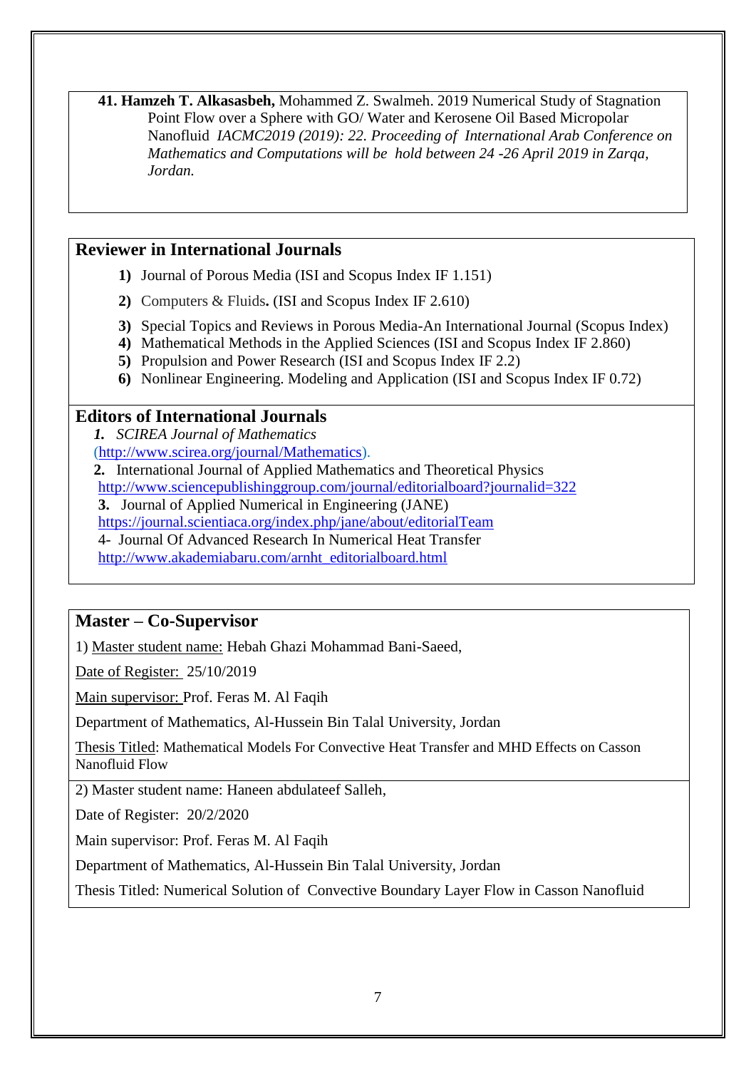**41. Hamzeh T. Alkasasbeh,** Mohammed Z. Swalmeh. 2019 Numerical Study of Stagnation Point Flow over a Sphere with GO/ Water and Kerosene Oil Based Micropolar Nanofluid *IACMC2019 (2019): 22. Proceeding of International Arab Conference on Mathematics and Computations will be hold between 24 -26 April 2019 in Zarqa, Jordan.*

## Reviewer in International Journals

1) Journal of Porous Media (ISI and Scopus Index IF 1.151)
2) Computers & Fluids**.** (ISI and Scopus Index IF 2.610)
3) Special Topics and Reviews in Porous Media-An International Journal (Scopus Index)
4) Mathematical Methods in the Applied Sciences (ISI and Scopus Index IF 2.860)
5) Propulsion and Power Research (ISI and Scopus Index IF 2.2)
6) Nonlinear Engineering. Modeling and Application (ISI and Scopus Index IF 0.72)

## Editors of International Journals

***1.*** *SCIREA Journal of Mathematics*
(http://www.scirea.org/journal/Mathematics).

**2.** International Journal of Applied Mathematics and Theoretical Physics
http://www.sciencepublishinggroup.com/journal/editorialboard?journalid=322

**3.** Journal of Applied Numerical in Engineering (JANE)
https://journal.scientiaca.org/index.php/jane/about/editorialTeam

4- Journal Of Advanced Research In Numerical Heat Transfer
http://www.akademiabaru.com/arnht_editorialboard.html

## Master – Co-Supervisor

1) Master student name: Hebah Ghazi Mohammad Bani-Saeed,

Date of Register: 25/10/2019

Main supervisor: Prof. Feras M. Al Faqih

Department of Mathematics, Al-Hussein Bin Talal University, Jordan

Thesis Titled: Mathematical Models For Convective Heat Transfer and MHD Effects on Casson Nanofluid Flow

2) Master student name: Haneen abdulateef Salleh,

Date of Register: 20/2/2020

Main supervisor: Prof. Feras M. Al Faqih

Department of Mathematics, Al-Hussein Bin Talal University, Jordan

Thesis Titled: Numerical Solution of Convective Boundary Layer Flow in Casson Nanofluid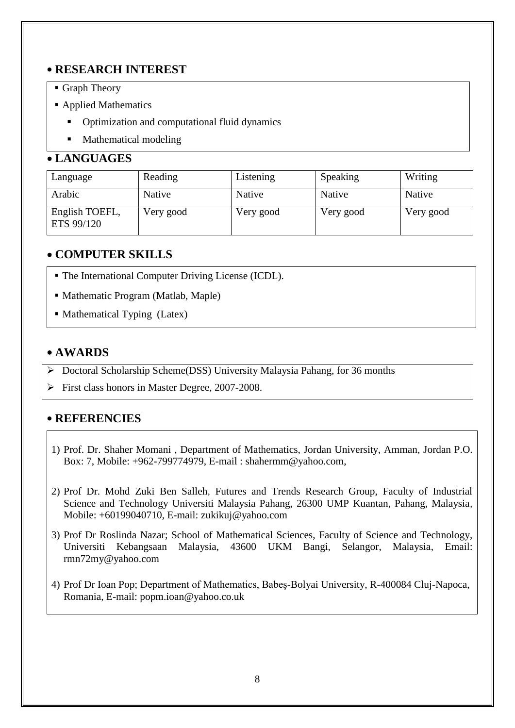## • RESEARCH INTEREST

- Graph Theory
- Applied Mathematics
  - Optimization and computational fluid dynamics
  - Mathematical modeling

## • LANGUAGES

| Language | Reading | Listening | Speaking | Writing |
|---|---|---|---|---|
| Arabic | Native | Native | Native | Native |
| English TOEFL, ETS 99/120 | Very good | Very good | Very good | Very good |

## • COMPUTER SKILLS

- The International Computer Driving License (ICDL).
- Mathematic Program (Matlab, Maple)
- Mathematical Typing (Latex)

## • AWARDS

- Doctoral Scholarship Scheme(DSS) University Malaysia Pahang, for 36 months
- First class honors in Master Degree, 2007-2008.

## • REFERENCIES

1) Prof. Dr. Shaher Momani , Department of Mathematics, Jordan University, Amman, Jordan P.O. Box: 7, Mobile: +962-799774979, E-mail : shahermm@yahoo.com,

2) Prof Dr. Mohd Zuki Ben Salleh, Futures and Trends Research Group, Faculty of Industrial Science and Technology Universiti Malaysia Pahang, 26300 UMP Kuantan, Pahang, Malaysia, Mobile: +60199040710, E-mail: zukikuj@yahoo.com

3) Prof Dr Roslinda Nazar; School of Mathematical Sciences, Faculty of Science and Technology, Universiti Kebangsaan Malaysia, 43600 UKM Bangi, Selangor, Malaysia, Email: rmn72my@yahoo.com

4) Prof Dr Ioan Pop; Department of Mathematics, Babeş-Bolyai University, R-400084 Cluj-Napoca, Romania, E-mail: popm.ioan@yahoo.co.uk